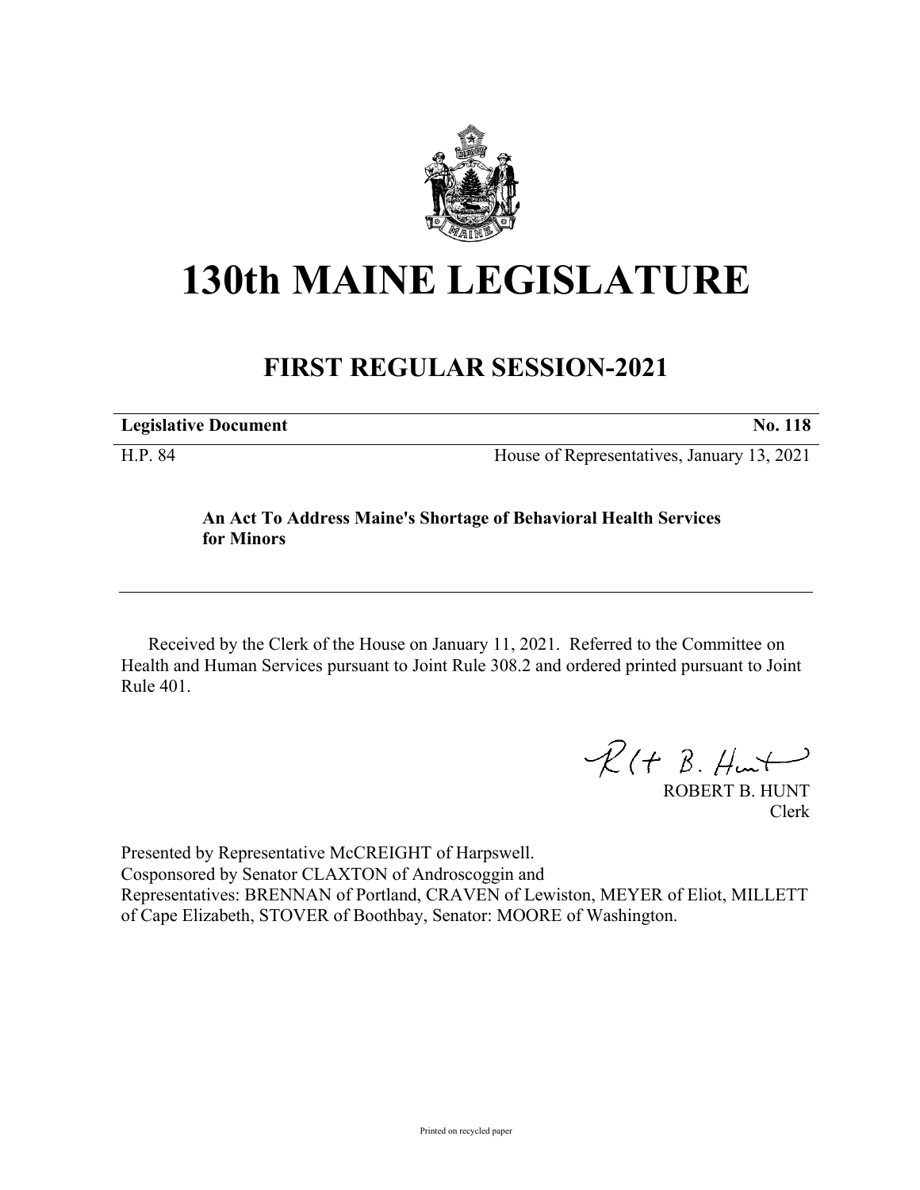# 130th MAINE LEGISLATURE

## FIRST REGULAR SESSION-2021

| **Legislative Document** | **No. 118** |
| --- | --- |
| H.P. 84 | House of Representatives, January 13, 2021 |

**An Act To Address Maine's Shortage of Behavioral Health Services for Minors**

Received by the Clerk of the House on January 11, 2021. Referred to the Committee on Health and Human Services pursuant to Joint Rule 308.2 and ordered printed pursuant to Joint Rule 401.

ROBERT B. HUNT
Clerk

Presented by Representative McCREIGHT of Harpswell.
Cosponsored by Senator CLAXTON of Androscoggin and
Representatives: BRENNAN of Portland, CRAVEN of Lewiston, MEYER of Eliot, MILLETT of Cape Elizabeth, STOVER of Boothbay, Senator: MOORE of Washington.

Printed on recycled paper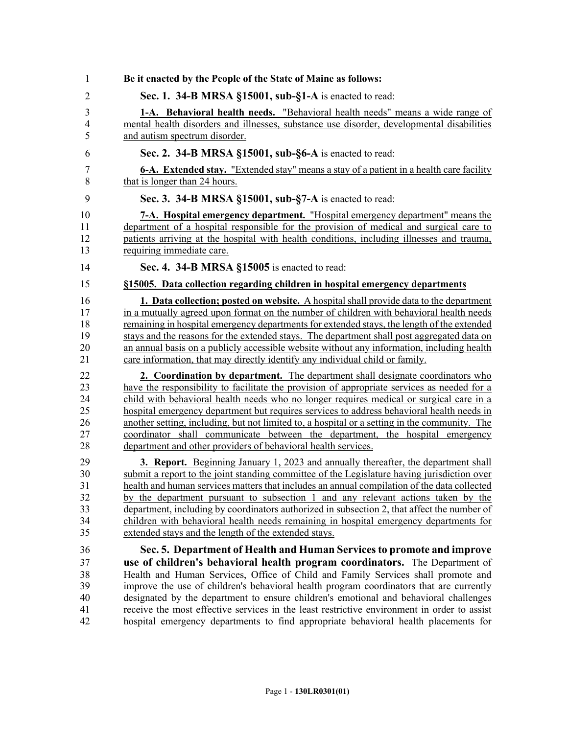**Be it enacted by the People of the State of Maine as follows:**

**Sec. 1. 34-B MRSA §15001, sub-§1-A** is enacted to read:

**1-A. Behavioral health needs.** "Behavioral health needs" means a wide range of mental health disorders and illnesses, substance use disorder, developmental disabilities and autism spectrum disorder.

**Sec. 2. 34-B MRSA §15001, sub-§6-A** is enacted to read:

**6-A. Extended stay.** "Extended stay" means a stay of a patient in a health care facility that is longer than 24 hours.

**Sec. 3. 34-B MRSA §15001, sub-§7-A** is enacted to read:

**7-A. Hospital emergency department.** "Hospital emergency department" means the department of a hospital responsible for the provision of medical and surgical care to patients arriving at the hospital with health conditions, including illnesses and trauma, requiring immediate care.

**Sec. 4. 34-B MRSA §15005** is enacted to read:

**§15005. Data collection regarding children in hospital emergency departments**

**1. Data collection; posted on website.** A hospital shall provide data to the department in a mutually agreed upon format on the number of children with behavioral health needs remaining in hospital emergency departments for extended stays, the length of the extended stays and the reasons for the extended stays. The department shall post aggregated data on an annual basis on a publicly accessible website without any information, including health care information, that may directly identify any individual child or family.

**2. Coordination by department.** The department shall designate coordinators who have the responsibility to facilitate the provision of appropriate services as needed for a child with behavioral health needs who no longer requires medical or surgical care in a hospital emergency department but requires services to address behavioral health needs in another setting, including, but not limited to, a hospital or a setting in the community. The coordinator shall communicate between the department, the hospital emergency department and other providers of behavioral health services.

**3. Report.** Beginning January 1, 2023 and annually thereafter, the department shall submit a report to the joint standing committee of the Legislature having jurisdiction over health and human services matters that includes an annual compilation of the data collected by the department pursuant to subsection 1 and any relevant actions taken by the department, including by coordinators authorized in subsection 2, that affect the number of children with behavioral health needs remaining in hospital emergency departments for extended stays and the length of the extended stays.

**Sec. 5. Department of Health and Human Services to promote and improve use of children's behavioral health program coordinators.** The Department of Health and Human Services, Office of Child and Family Services shall promote and improve the use of children's behavioral health program coordinators that are currently designated by the department to ensure children's emotional and behavioral challenges receive the most effective services in the least restrictive environment in order to assist hospital emergency departments to find appropriate behavioral health placements for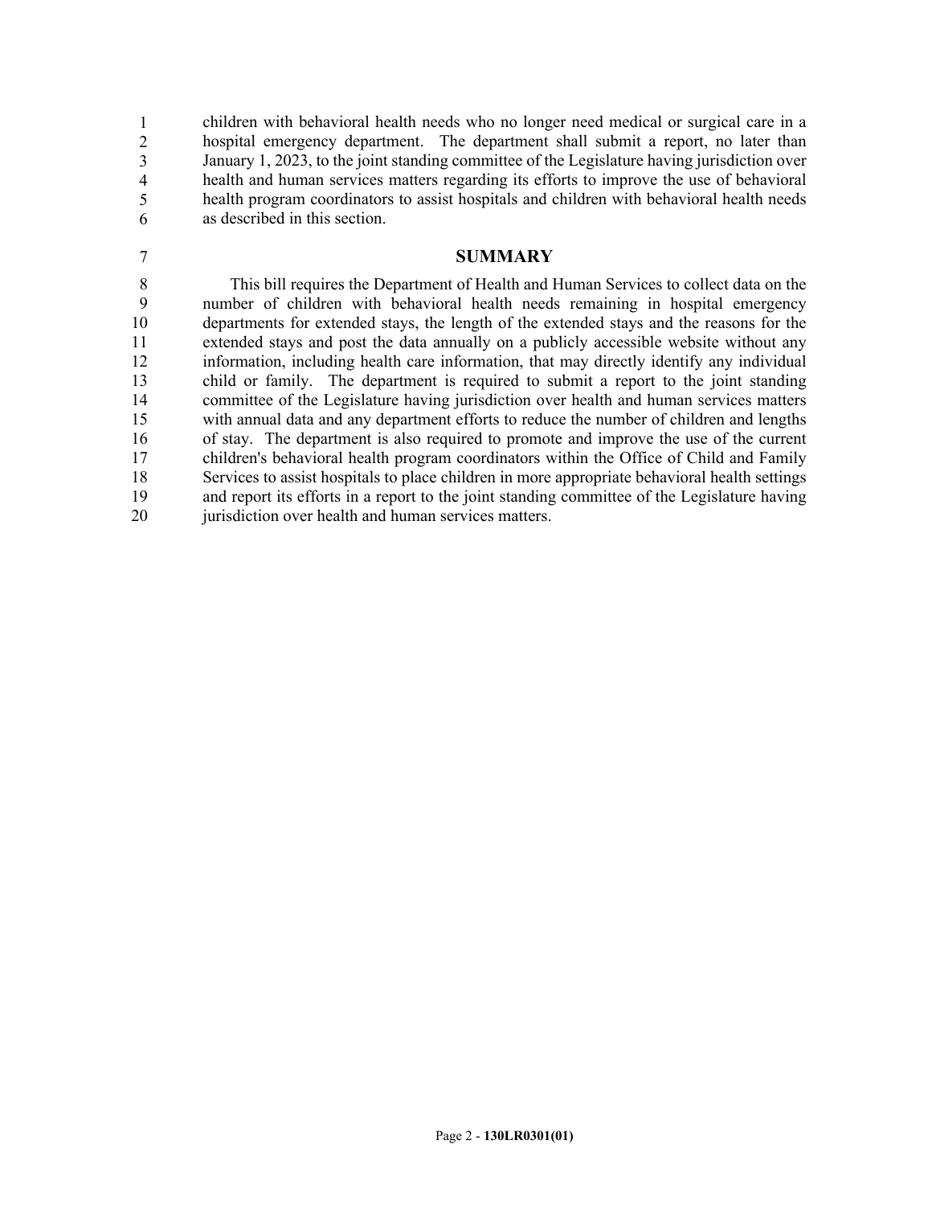children with behavioral health needs who no longer need medical or surgical care in a hospital emergency department. The department shall submit a report, no later than January 1, 2023, to the joint standing committee of the Legislature having jurisdiction over health and human services matters regarding its efforts to improve the use of behavioral health program coordinators to assist hospitals and children with behavioral health needs as described in this section.

## SUMMARY

This bill requires the Department of Health and Human Services to collect data on the number of children with behavioral health needs remaining in hospital emergency departments for extended stays, the length of the extended stays and the reasons for the extended stays and post the data annually on a publicly accessible website without any information, including health care information, that may directly identify any individual child or family. The department is required to submit a report to the joint standing committee of the Legislature having jurisdiction over health and human services matters with annual data and any department efforts to reduce the number of children and lengths of stay. The department is also required to promote and improve the use of the current children's behavioral health program coordinators within the Office of Child and Family Services to assist hospitals to place children in more appropriate behavioral health settings and report its efforts in a report to the joint standing committee of the Legislature having jurisdiction over health and human services matters.